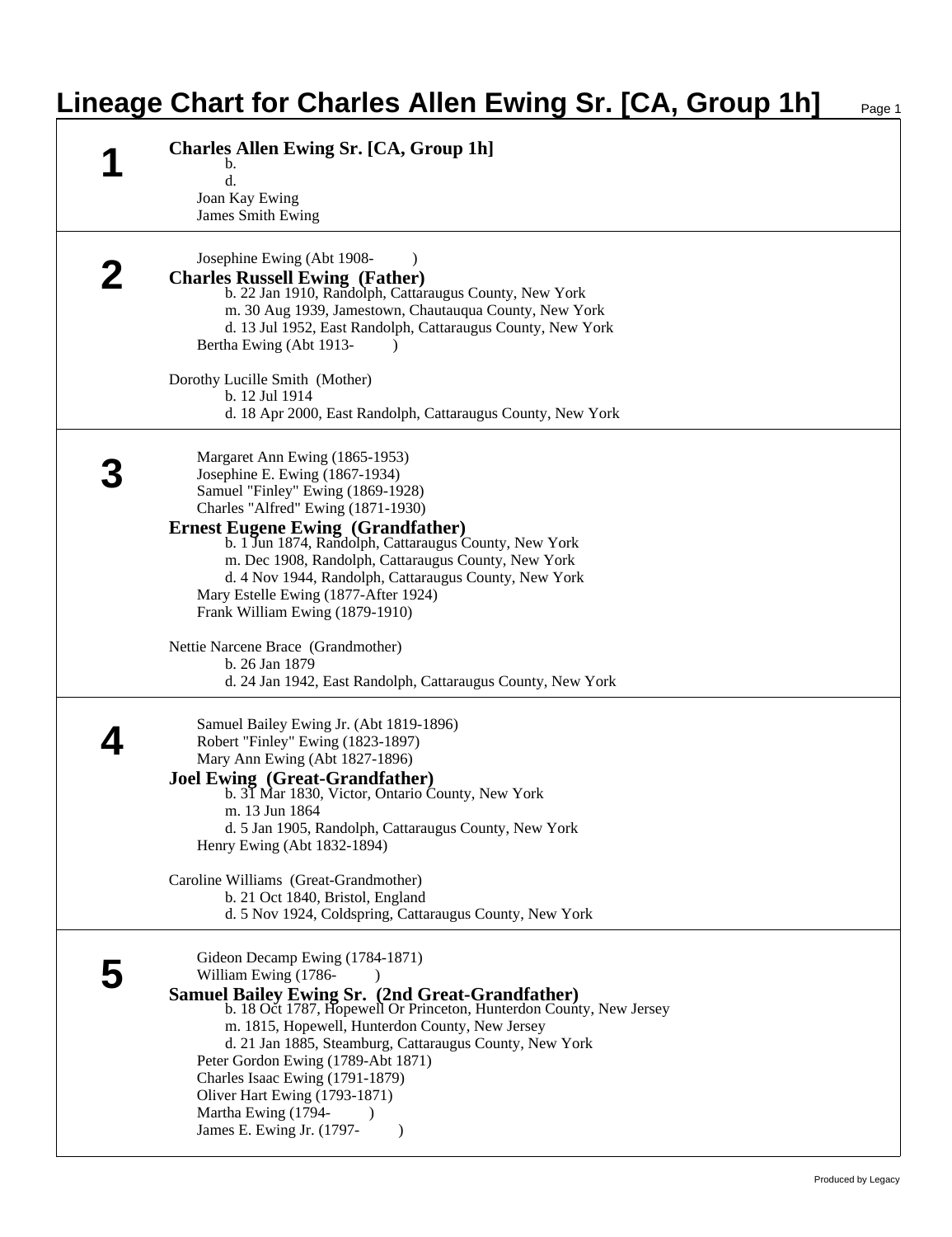# Lineage Chart for Charles Allen Ewing Sr. [CA, Group 1h]

## 1

**Charles Allen Ewing Sr. [CA, Group 1h]**
b.
d.
Joan Kay Ewing
James Smith Ewing

## 2

Josephine Ewing (Abt 1908- )
**Charles Russell Ewing (Father)**
b. 22 Jan 1910, Randolph, Cattaraugus County, New York
m. 30 Aug 1939, Jamestown, Chautauqua County, New York
d. 13 Jul 1952, East Randolph, Cattaraugus County, New York
Bertha Ewing (Abt 1913- )

Dorothy Lucille Smith (Mother)
b. 12 Jul 1914
d. 18 Apr 2000, East Randolph, Cattaraugus County, New York

## 3

Margaret Ann Ewing (1865-1953)
Josephine E. Ewing (1867-1934)
Samuel "Finley" Ewing (1869-1928)
Charles "Alfred" Ewing (1871-1930)
**Ernest Eugene Ewing (Grandfather)**
b. 1 Jun 1874, Randolph, Cattaraugus County, New York
m. Dec 1908, Randolph, Cattaraugus County, New York
d. 4 Nov 1944, Randolph, Cattaraugus County, New York
Mary Estelle Ewing (1877-After 1924)
Frank William Ewing (1879-1910)

Nettie Narcene Brace (Grandmother)
b. 26 Jan 1879
d. 24 Jan 1942, East Randolph, Cattaraugus County, New York

## 4

Samuel Bailey Ewing Jr. (Abt 1819-1896)
Robert "Finley" Ewing (1823-1897)
Mary Ann Ewing (Abt 1827-1896)
**Joel Ewing (Great-Grandfather)**
b. 31 Mar 1830, Victor, Ontario County, New York
m. 13 Jun 1864
d. 5 Jan 1905, Randolph, Cattaraugus County, New York
Henry Ewing (Abt 1832-1894)

Caroline Williams (Great-Grandmother)
b. 21 Oct 1840, Bristol, England
d. 5 Nov 1924, Coldspring, Cattaraugus County, New York

## 5

Gideon Decamp Ewing (1784-1871)
William Ewing (1786- )
**Samuel Bailey Ewing Sr. (2nd Great-Grandfather)**
b. 18 Oct 1787, Hopewell Or Princeton, Hunterdon County, New Jersey
m. 1815, Hopewell, Hunterdon County, New Jersey
d. 21 Jan 1885, Steamburg, Cattaraugus County, New York
Peter Gordon Ewing (1789-Abt 1871)
Charles Isaac Ewing (1791-1879)
Oliver Hart Ewing (1793-1871)
Martha Ewing (1794- )
James E. Ewing Jr. (1797- )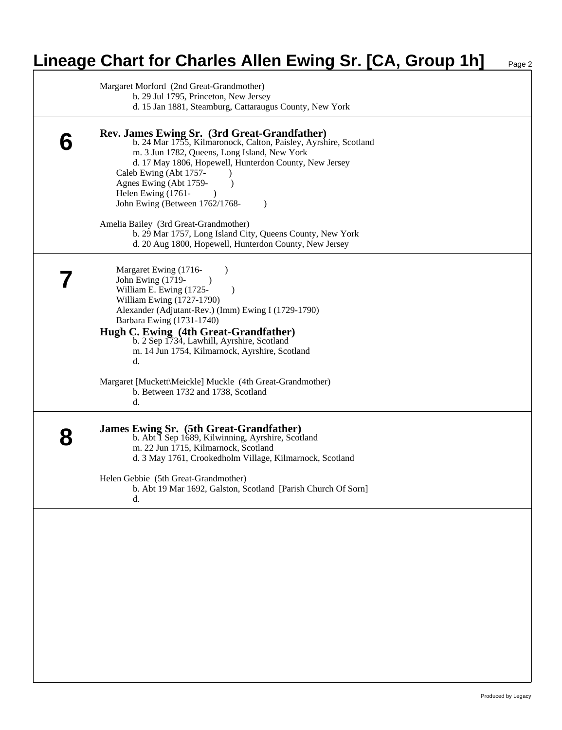# Lineage Chart for Charles Allen Ewing Sr. [CA, Group 1h]

Margaret Morford (2nd Great-Grandmother)
b. 29 Jul 1795, Princeton, New Jersey
d. 15 Jan 1881, Steamburg, Cattaraugus County, New York

---

## 6

**Rev. James Ewing Sr. (3rd Great-Grandfather)**
b. 24 Mar 1755, Kilmaronock, Calton, Paisley, Ayrshire, Scotland
m. 3 Jun 1782, Queens, Long Island, New York
d. 17 May 1806, Hopewell, Hunterdon County, New Jersey

Caleb Ewing (Abt 1757- )
Agnes Ewing (Abt 1759- )
Helen Ewing (1761- )
John Ewing (Between 1762/1768- )

Amelia Bailey (3rd Great-Grandmother)
b. 29 Mar 1757, Long Island City, Queens County, New York
d. 20 Aug 1800, Hopewell, Hunterdon County, New Jersey

---

## 7

Margaret Ewing (1716- )
John Ewing (1719- )
William E. Ewing (1725- )
William Ewing (1727-1790)
Alexander (Adjutant-Rev.) (Imm) Ewing I (1729-1790)
Barbara Ewing (1731-1740)

**Hugh C. Ewing (4th Great-Grandfather)**
b. 2 Sep 1734, Lawhill, Ayrshire, Scotland
m. 14 Jun 1754, Kilmarnock, Ayrshire, Scotland
d.

Margaret [Muckett\Meickle] Muckle (4th Great-Grandmother)
b. Between 1732 and 1738, Scotland
d.

---

## 8

**James Ewing Sr. (5th Great-Grandfather)**
b. Abt 1 Sep 1689, Kilwinning, Ayrshire, Scotland
m. 22 Jun 1715, Kilmarnock, Scotland
d. 3 May 1761, Crookedholm Village, Kilmarnock, Scotland

Helen Gebbie (5th Great-Grandmother)
b. Abt 19 Mar 1692, Galston, Scotland [Parish Church Of Sorn]
d.